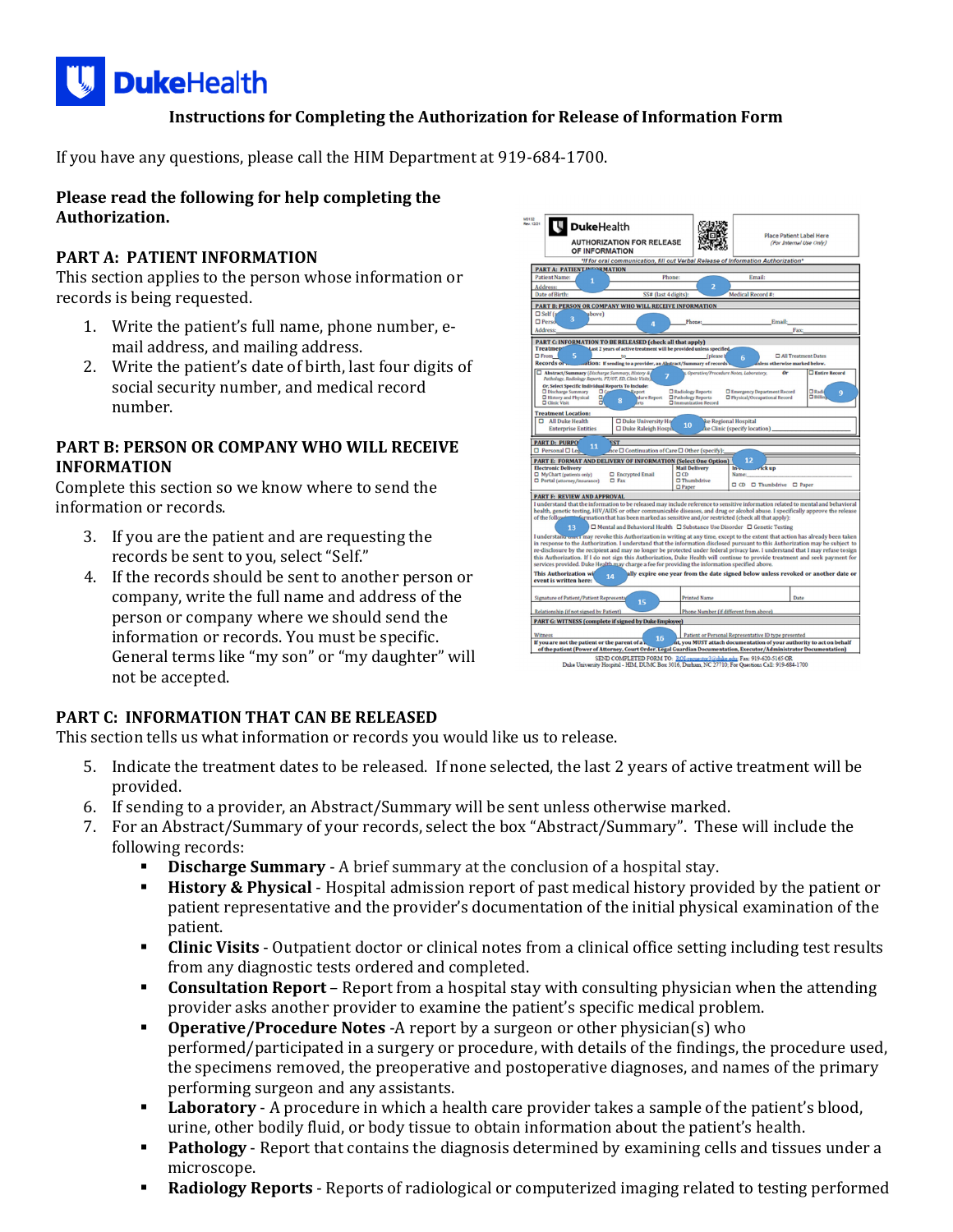# DukeHealth

## Instructions for Completing the Authorization for Release of Information Form

If you have any questions, please call the HIM Department at 919-684-1700.

**Please read the following for help completing the Authorization.**

### PART A: PATIENT INFORMATION

This section applies to the person whose information or records is being requested.

1. Write the patient's full name, phone number, e-mail address, and mailing address.
2. Write the patient's date of birth, last four digits of social security number, and medical record number.

### PART B: PERSON OR COMPANY WHO WILL RECEIVE INFORMATION

Complete this section so we know where to send the information or records.

3. If you are the patient and are requesting the records be sent to you, select "Self."
4. If the records should be sent to another person or company, write the full name and address of the person or company where we should send the information or records. You must be specific. General terms like "my son" or "my daughter" will not be accepted.

### PART C: INFORMATION THAT CAN BE RELEASED

This section tells us what information or records you would like us to release.

5. Indicate the treatment dates to be released. If none selected, the last 2 years of active treatment will be provided.
6. If sending to a provider, an Abstract/Summary will be sent unless otherwise marked.
7. For an Abstract/Summary of your records, select the box "Abstract/Summary". These will include the following records:
   - **Discharge Summary** - A brief summary at the conclusion of a hospital stay.
   - **History & Physical** - Hospital admission report of past medical history provided by the patient or patient representative and the provider's documentation of the initial physical examination of the patient.
   - **Clinic Visits** - Outpatient doctor or clinical notes from a clinical office setting including test results from any diagnostic tests ordered and completed.
   - **Consultation Report** – Report from a hospital stay with consulting physician when the attending provider asks another provider to examine the patient's specific medical problem.
   - **Operative/Procedure Notes** -A report by a surgeon or other physician(s) who performed/participated in a surgery or procedure, with details of the findings, the procedure used, the specimens removed, the preoperative and postoperative diagnoses, and names of the primary performing surgeon and any assistants.
   - **Laboratory** - A procedure in which a health care provider takes a sample of the patient's blood, urine, other bodily fluid, or body tissue to obtain information about the patient's health.
   - **Pathology** - Report that contains the diagnosis determined by examining cells and tissues under a microscope.
   - **Radiology Reports** - Reports of radiological or computerized imaging related to testing performed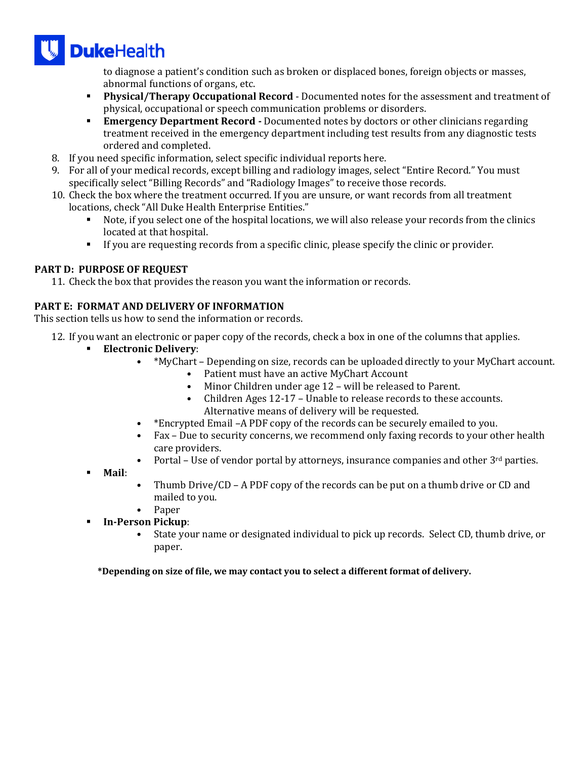to diagnose a patient's condition such as broken or displaced bones, foreign objects or masses, abnormal functions of organs, etc.

- **Physical/Therapy Occupational Record** - Documented notes for the assessment and treatment of physical, occupational or speech communication problems or disorders.
- **Emergency Department Record -** Documented notes by doctors or other clinicians regarding treatment received in the emergency department including test results from any diagnostic tests ordered and completed.

8. If you need specific information, select specific individual reports here.
9. For all of your medical records, except billing and radiology images, select "Entire Record." You must specifically select "Billing Records" and "Radiology Images" to receive those records.
10. Check the box where the treatment occurred. If you are unsure, or want records from all treatment locations, check "All Duke Health Enterprise Entities."
    - Note, if you select one of the hospital locations, we will also release your records from the clinics located at that hospital.
    - If you are requesting records from a specific clinic, please specify the clinic or provider.

**PART D: PURPOSE OF REQUEST**

11. Check the box that provides the reason you want the information or records.

**PART E: FORMAT AND DELIVERY OF INFORMATION**

This section tells us how to send the information or records.

12. If you want an electronic or paper copy of the records, check a box in one of the columns that applies.
    - **Electronic Delivery**:
        - *MyChart – Depending on size, records can be uploaded directly to your MyChart account.
            - Patient must have an active MyChart Account
            - Minor Children under age 12 – will be released to Parent.
            - Children Ages 12-17 – Unable to release records to these accounts. Alternative means of delivery will be requested.
        - *Encrypted Email –A PDF copy of the records can be securely emailed to you.
        - Fax – Due to security concerns, we recommend only faxing records to your other health care providers.
        - Portal – Use of vendor portal by attorneys, insurance companies and other 3rd parties.
    - **Mail**:
        - Thumb Drive/CD – A PDF copy of the records can be put on a thumb drive or CD and mailed to you.
        - Paper
    - **In-Person Pickup**:
        - State your name or designated individual to pick up records. Select CD, thumb drive, or paper.

**\*Depending on size of file, we may contact you to select a different format of delivery.**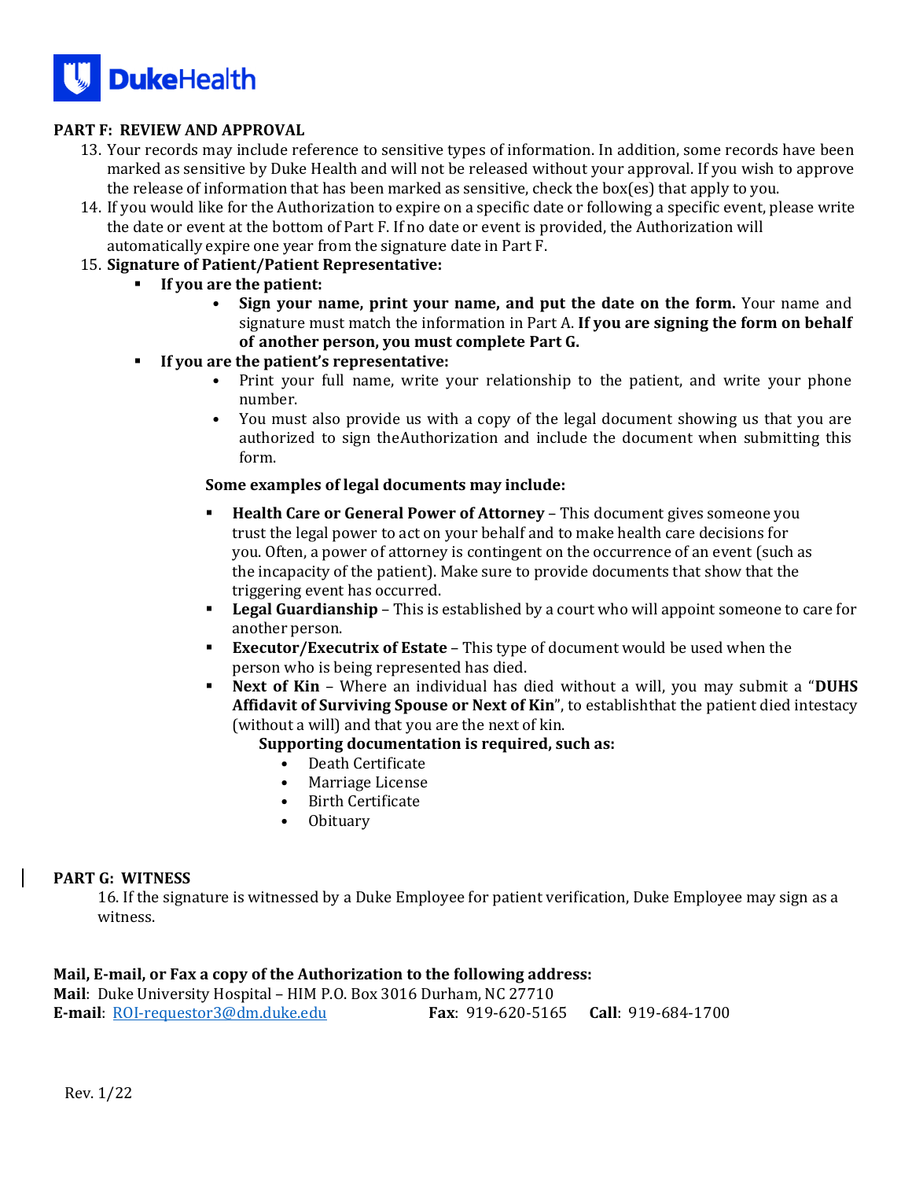**PART F: REVIEW AND APPROVAL**

13. Your records may include reference to sensitive types of information. In addition, some records have been marked as sensitive by Duke Health and will not be released without your approval. If you wish to approve the release of information that has been marked as sensitive, check the box(es) that apply to you.
14. If you would like for the Authorization to expire on a specific date or following a specific event, please write the date or event at the bottom of Part F. If no date or event is provided, the Authorization will automatically expire one year from the signature date in Part F.
15. **Signature of Patient/Patient Representative:**
    - **If you are the patient:**
        - **Sign your name, print your name, and put the date on the form.** Your name and signature must match the information in Part A. **If you are signing the form on behalf of another person, you must complete Part G.**
    - **If you are the patient's representative:**
        - Print your full name, write your relationship to the patient, and write your phone number.
        - You must also provide us with a copy of the legal document showing us that you are authorized to sign theAuthorization and include the document when submitting this form.

    **Some examples of legal documents may include:**

    - **Health Care or General Power of Attorney** – This document gives someone you trust the legal power to act on your behalf and to make health care decisions for you. Often, a power of attorney is contingent on the occurrence of an event (such as the incapacity of the patient). Make sure to provide documents that show that the triggering event has occurred.
    - **Legal Guardianship** – This is established by a court who will appoint someone to care for another person.
    - **Executor/Executrix of Estate** – This type of document would be used when the person who is being represented has died.
    - **Next of Kin** – Where an individual has died without a will, you may submit a "**DUHS Affidavit of Surviving Spouse or Next of Kin**", to establishthat the patient died intestacy (without a will) and that you are the next of kin.

        **Supporting documentation is required, such as:**
        - Death Certificate
        - Marriage License
        - Birth Certificate
        - Obituary

**PART G: WITNESS**

16. If the signature is witnessed by a Duke Employee for patient verification, Duke Employee may sign as a witness.

**Mail, E-mail, or Fax a copy of the Authorization to the following address:**

**Mail**: Duke University Hospital – HIM P.O. Box 3016 Durham, NC 27710

**E-mail**: ROI-requestor3@dm.duke.edu **Fax**: 919-620-5165 **Call**: 919-684-1700

Rev. 1/22